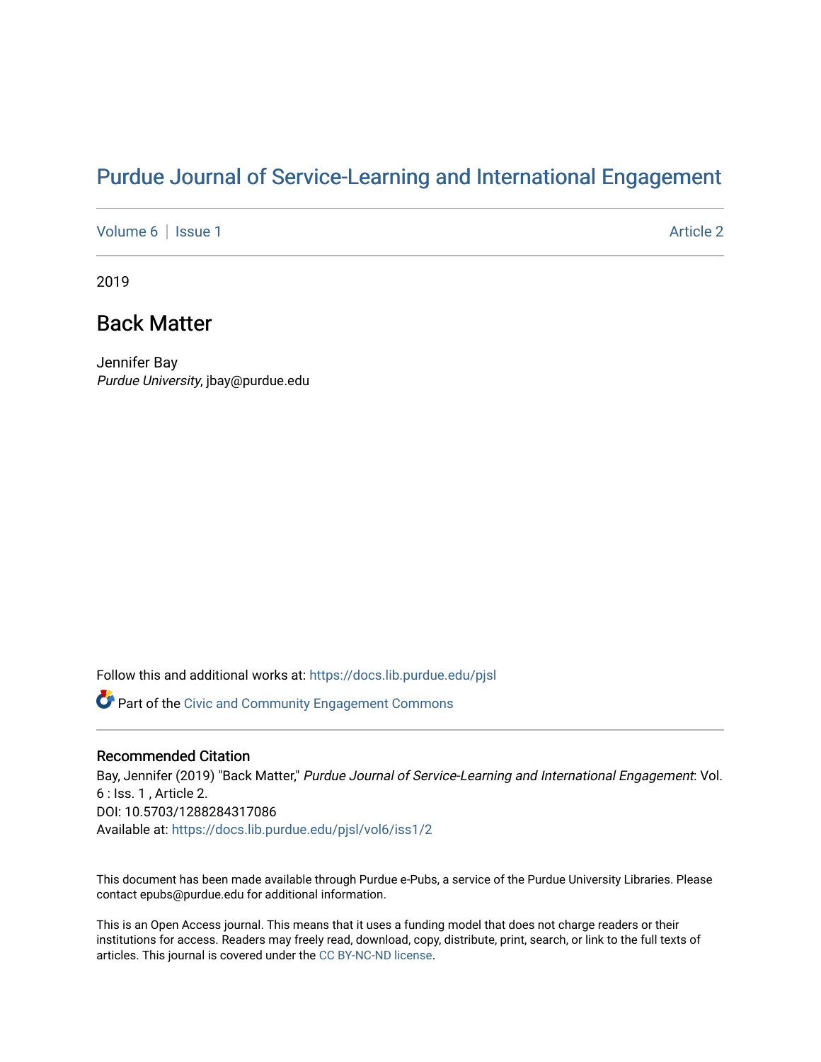# Purdue Journal of Service-Learning and International Engagement

Volume 6 | Issue 1 Article 2

2019

## Back Matter

Jennifer Bay
*Purdue University*, jbay@purdue.edu

Follow this and additional works at: https://docs.lib.purdue.edu/pjsl

Part of the Civic and Community Engagement Commons

### Recommended Citation

Bay, Jennifer (2019) "Back Matter," *Purdue Journal of Service-Learning and International Engagement*: Vol. 6 : Iss. 1 , Article 2.
DOI: 10.5703/1288284317086
Available at: https://docs.lib.purdue.edu/pjsl/vol6/iss1/2

This document has been made available through Purdue e-Pubs, a service of the Purdue University Libraries. Please contact epubs@purdue.edu for additional information.

This is an Open Access journal. This means that it uses a funding model that does not charge readers or their institutions for access. Readers may freely read, download, copy, distribute, print, search, or link to the full texts of articles. This journal is covered under the CC BY-NC-ND license.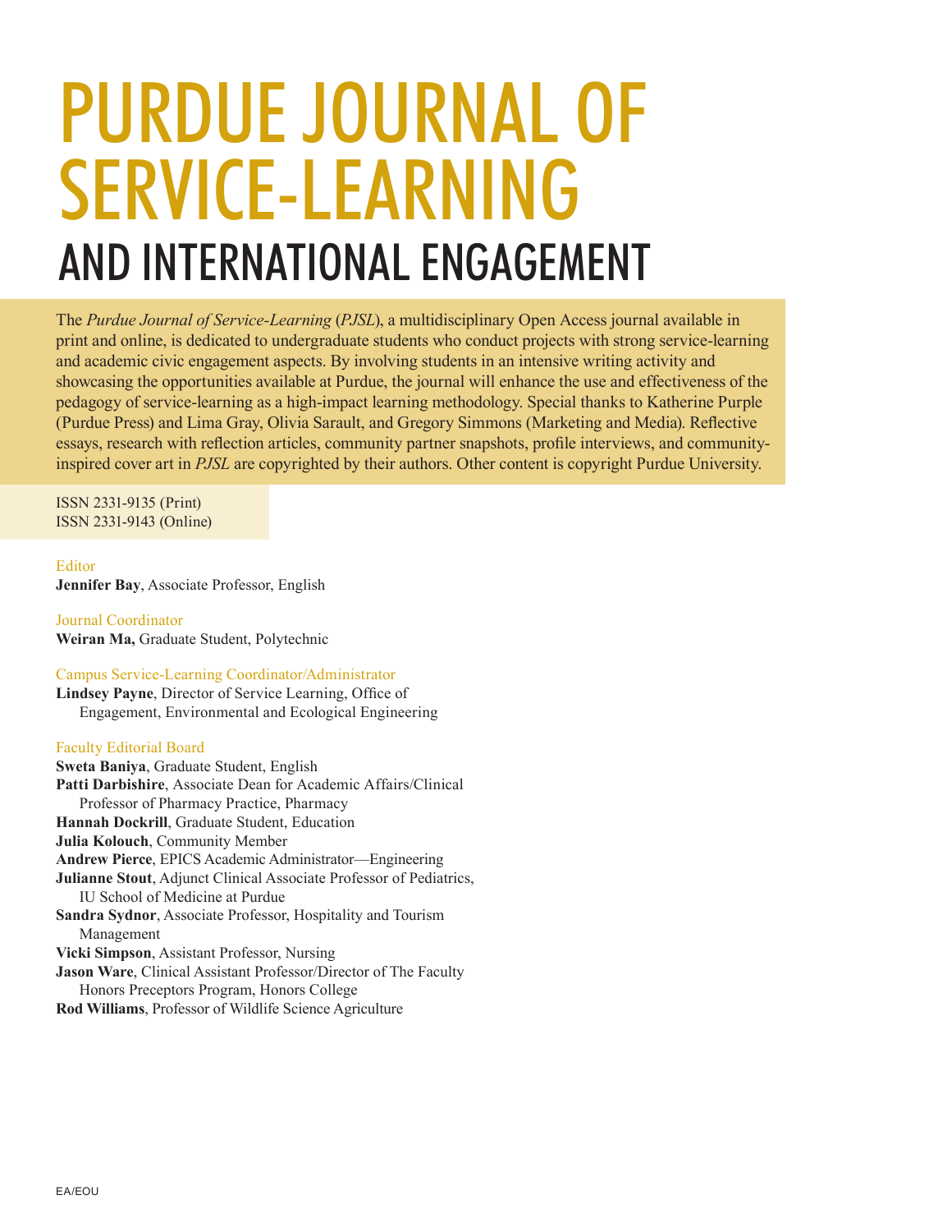# PURDUE JOURNAL OF SERVICE-LEARNING

## AND INTERNATIONAL ENGAGEMENT

The *Purdue Journal of Service-Learning* (*PJSL*), a multidisciplinary Open Access journal available in print and online, is dedicated to undergraduate students who conduct projects with strong service-learning and academic civic engagement aspects. By involving students in an intensive writing activity and showcasing the opportunities available at Purdue, the journal will enhance the use and effectiveness of the pedagogy of service-learning as a high-impact learning methodology. Special thanks to Katherine Purple (Purdue Press) and Lima Gray, Olivia Sarault, and Gregory Simmons (Marketing and Media). Reflective essays, research with reflection articles, community partner snapshots, profile interviews, and community-inspired cover art in *PJSL* are copyrighted by their authors. Other content is copyright Purdue University.

ISSN 2331-9135 (Print)
ISSN 2331-9143 (Online)

Editor
**Jennifer Bay**, Associate Professor, English

Journal Coordinator
**Weiran Ma,** Graduate Student, Polytechnic

Campus Service-Learning Coordinator/Administrator
**Lindsey Payne**, Director of Service Learning, Office of Engagement, Environmental and Ecological Engineering

Faculty Editorial Board
**Sweta Baniya**, Graduate Student, English
**Patti Darbishire**, Associate Dean for Academic Affairs/Clinical Professor of Pharmacy Practice, Pharmacy
**Hannah Dockrill**, Graduate Student, Education
**Julia Kolouch**, Community Member
**Andrew Pierce**, EPICS Academic Administrator—Engineering
**Julianne Stout**, Adjunct Clinical Associate Professor of Pediatrics, IU School of Medicine at Purdue
**Sandra Sydnor**, Associate Professor, Hospitality and Tourism Management
**Vicki Simpson**, Assistant Professor, Nursing
**Jason Ware**, Clinical Assistant Professor/Director of The Faculty Honors Preceptors Program, Honors College
**Rod Williams**, Professor of Wildlife Science Agriculture

EA/EOU